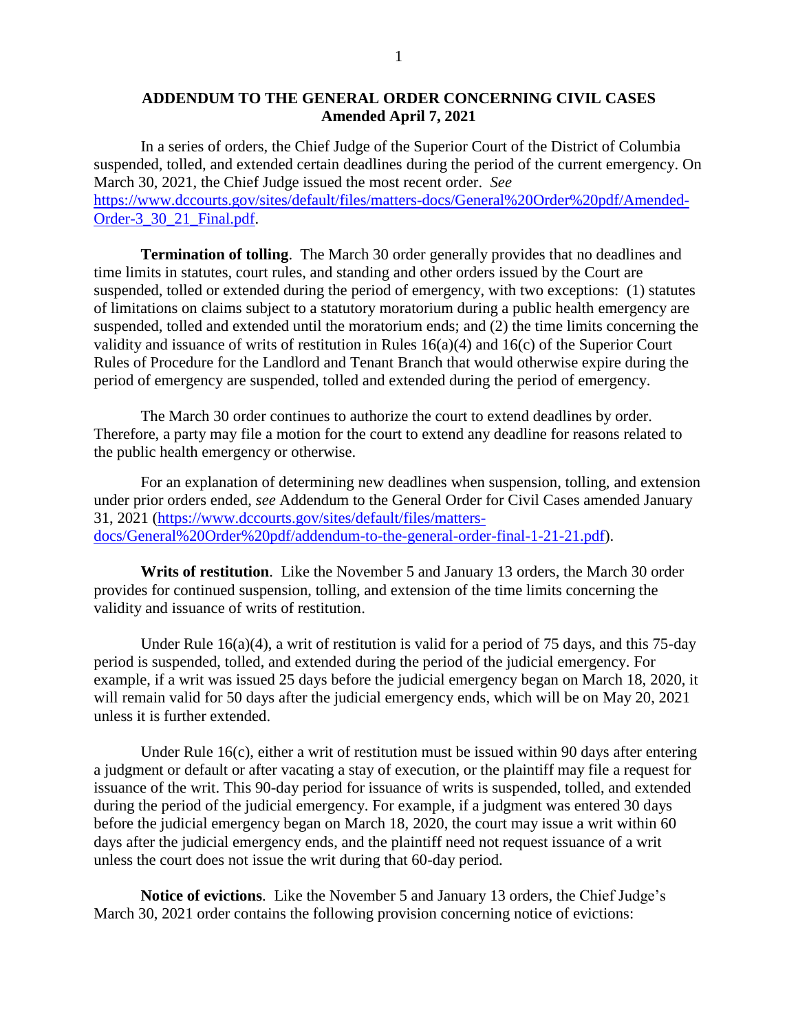**ADDENDUM TO THE GENERAL ORDER CONCERNING CIVIL CASES**
**Amended April 7, 2021**

In a series of orders, the Chief Judge of the Superior Court of the District of Columbia suspended, tolled, and extended certain deadlines during the period of the current emergency. On March 30, 2021, the Chief Judge issued the most recent order. *See* [https://www.dccourts.gov/sites/default/files/matters-docs/General%20Order%20pdf/Amended-Order-3_30_21_Final.pdf](https://www.dccourts.gov/sites/default/files/matters-docs/General%20Order%20pdf/Amended-Order-3_30_21_Final.pdf).

**Termination of tolling**. The March 30 order generally provides that no deadlines and time limits in statutes, court rules, and standing and other orders issued by the Court are suspended, tolled or extended during the period of emergency, with two exceptions: (1) statutes of limitations on claims subject to a statutory moratorium during a public health emergency are suspended, tolled and extended until the moratorium ends; and (2) the time limits concerning the validity and issuance of writs of restitution in Rules 16(a)(4) and 16(c) of the Superior Court Rules of Procedure for the Landlord and Tenant Branch that would otherwise expire during the period of emergency are suspended, tolled and extended during the period of emergency.

The March 30 order continues to authorize the court to extend deadlines by order. Therefore, a party may file a motion for the court to extend any deadline for reasons related to the public health emergency or otherwise.

For an explanation of determining new deadlines when suspension, tolling, and extension under prior orders ended, *see* Addendum to the General Order for Civil Cases amended January 31, 2021 ([https://www.dccourts.gov/sites/default/files/matters-docs/General%20Order%20pdf/addendum-to-the-general-order-final-1-21-21.pdf](https://www.dccourts.gov/sites/default/files/matters-docs/General%20Order%20pdf/addendum-to-the-general-order-final-1-21-21.pdf)).

**Writs of restitution**. Like the November 5 and January 13 orders, the March 30 order provides for continued suspension, tolling, and extension of the time limits concerning the validity and issuance of writs of restitution.

Under Rule 16(a)(4), a writ of restitution is valid for a period of 75 days, and this 75-day period is suspended, tolled, and extended during the period of the judicial emergency. For example, if a writ was issued 25 days before the judicial emergency began on March 18, 2020, it will remain valid for 50 days after the judicial emergency ends, which will be on May 20, 2021 unless it is further extended.

Under Rule 16(c), either a writ of restitution must be issued within 90 days after entering a judgment or default or after vacating a stay of execution, or the plaintiff may file a request for issuance of the writ. This 90-day period for issuance of writs is suspended, tolled, and extended during the period of the judicial emergency. For example, if a judgment was entered 30 days before the judicial emergency began on March 18, 2020, the court may issue a writ within 60 days after the judicial emergency ends, and the plaintiff need not request issuance of a writ unless the court does not issue the writ during that 60-day period.

**Notice of evictions**. Like the November 5 and January 13 orders, the Chief Judge's March 30, 2021 order contains the following provision concerning notice of evictions: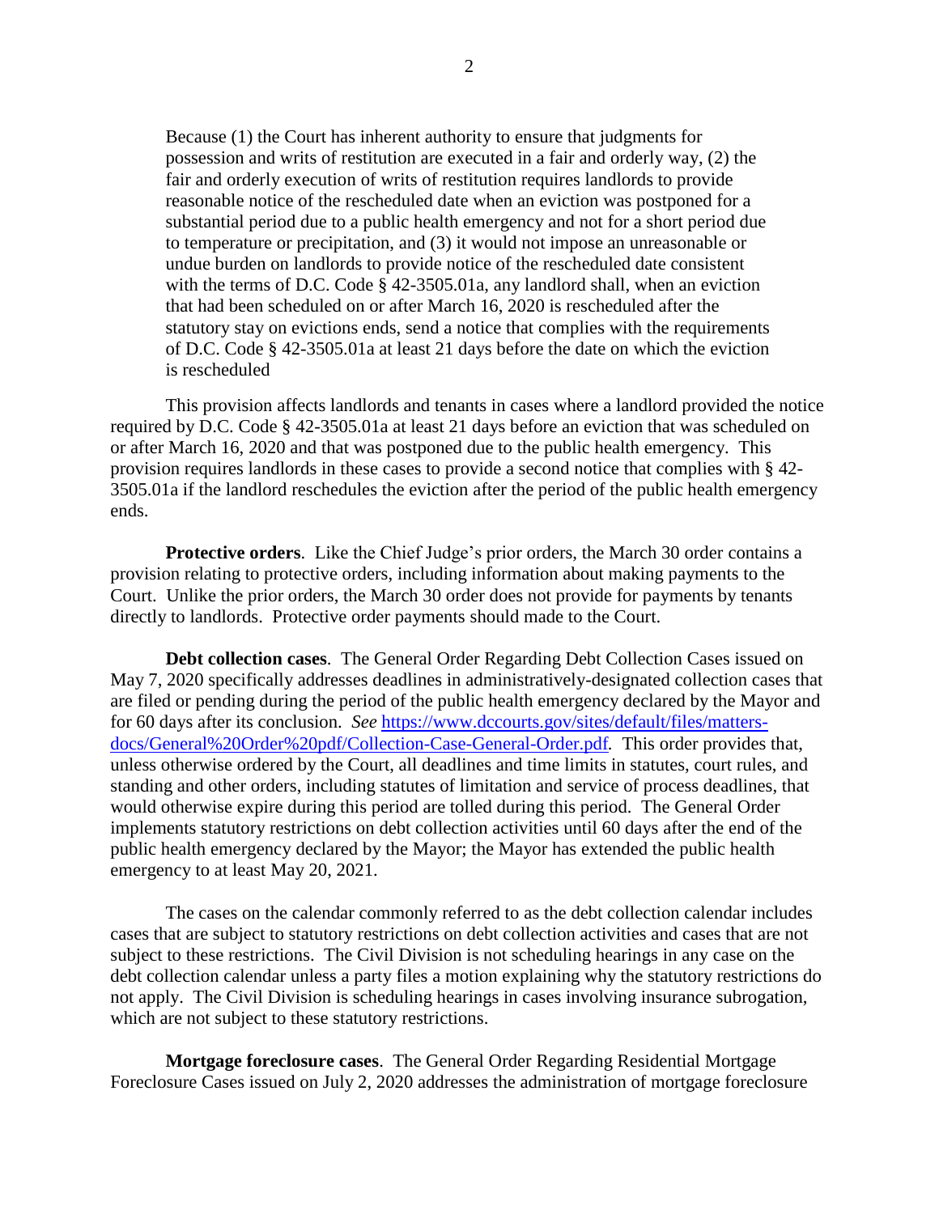> Because (1) the Court has inherent authority to ensure that judgments for possession and writs of restitution are executed in a fair and orderly way, (2) the fair and orderly execution of writs of restitution requires landlords to provide reasonable notice of the rescheduled date when an eviction was postponed for a substantial period due to a public health emergency and not for a short period due to temperature or precipitation, and (3) it would not impose an unreasonable or undue burden on landlords to provide notice of the rescheduled date consistent with the terms of D.C. Code § 42-3505.01a, any landlord shall, when an eviction that had been scheduled on or after March 16, 2020 is rescheduled after the statutory stay on evictions ends, send a notice that complies with the requirements of D.C. Code § 42-3505.01a at least 21 days before the date on which the eviction is rescheduled

This provision affects landlords and tenants in cases where a landlord provided the notice required by D.C. Code § 42-3505.01a at least 21 days before an eviction that was scheduled on or after March 16, 2020 and that was postponed due to the public health emergency. This provision requires landlords in these cases to provide a second notice that complies with § 42-3505.01a if the landlord reschedules the eviction after the period of the public health emergency ends.

**Protective orders**. Like the Chief Judge's prior orders, the March 30 order contains a provision relating to protective orders, including information about making payments to the Court. Unlike the prior orders, the March 30 order does not provide for payments by tenants directly to landlords. Protective order payments should made to the Court.

**Debt collection cases**. The General Order Regarding Debt Collection Cases issued on May 7, 2020 specifically addresses deadlines in administratively-designated collection cases that are filed or pending during the period of the public health emergency declared by the Mayor and for 60 days after its conclusion. *See* [https://www.dccourts.gov/sites/default/files/matters-docs/General%20Order%20pdf/Collection-Case-General-Order.pdf](https://www.dccourts.gov/sites/default/files/matters-docs/General%20Order%20pdf/Collection-Case-General-Order.pdf). This order provides that, unless otherwise ordered by the Court, all deadlines and time limits in statutes, court rules, and standing and other orders, including statutes of limitation and service of process deadlines, that would otherwise expire during this period are tolled during this period. The General Order implements statutory restrictions on debt collection activities until 60 days after the end of the public health emergency declared by the Mayor; the Mayor has extended the public health emergency to at least May 20, 2021.

The cases on the calendar commonly referred to as the debt collection calendar includes cases that are subject to statutory restrictions on debt collection activities and cases that are not subject to these restrictions. The Civil Division is not scheduling hearings in any case on the debt collection calendar unless a party files a motion explaining why the statutory restrictions do not apply. The Civil Division is scheduling hearings in cases involving insurance subrogation, which are not subject to these statutory restrictions.

**Mortgage foreclosure cases**. The General Order Regarding Residential Mortgage Foreclosure Cases issued on July 2, 2020 addresses the administration of mortgage foreclosure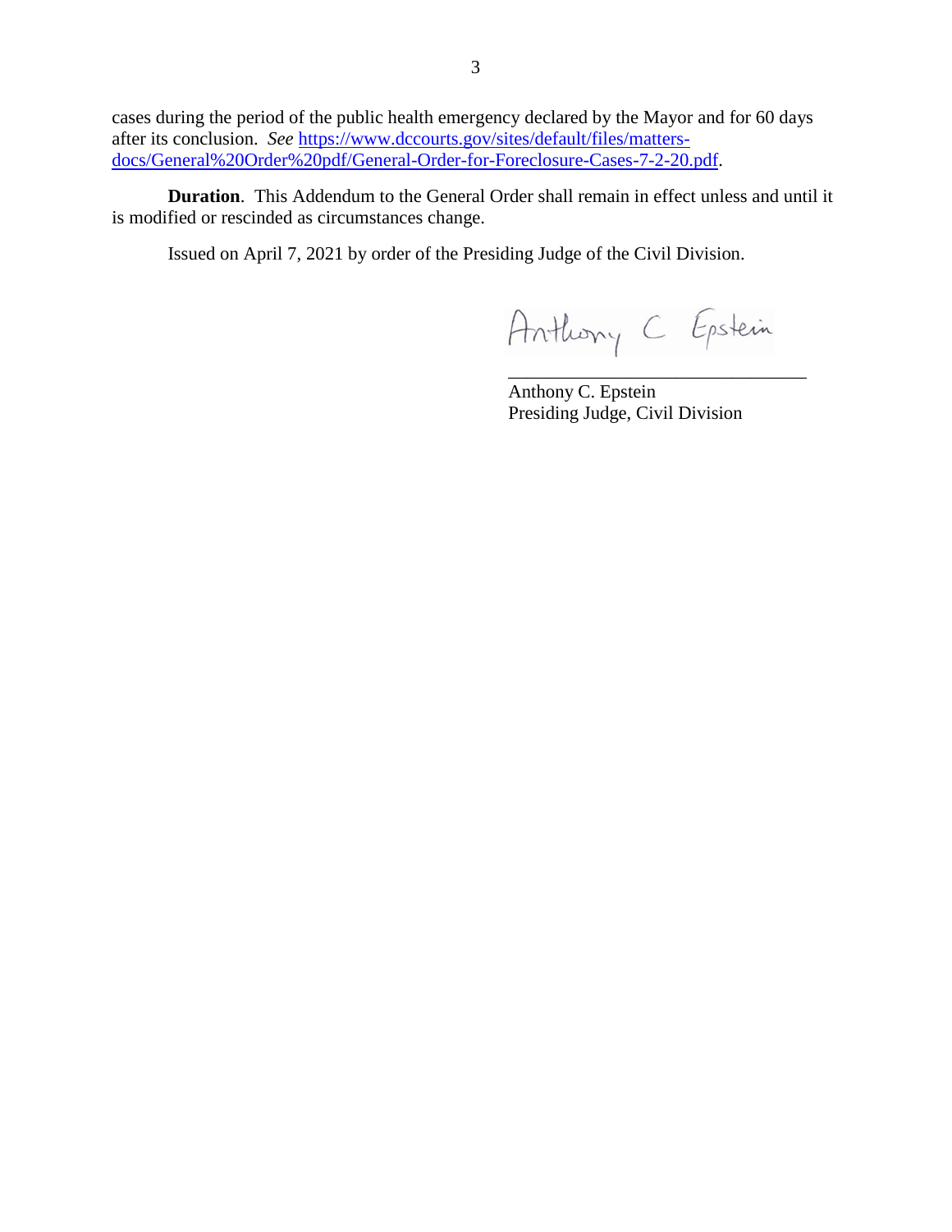cases during the period of the public health emergency declared by the Mayor and for 60 days after its conclusion. *See* https://www.dccourts.gov/sites/default/files/matters-docs/General%20Order%20pdf/General-Order-for-Foreclosure-Cases-7-2-20.pdf.

**Duration**. This Addendum to the General Order shall remain in effect unless and until it is modified or rescinded as circumstances change.

Issued on April 7, 2021 by order of the Presiding Judge of the Civil Division.

Anthony C Epstein

\_\_\_\_\_\_\_\_\_\_\_\_\_\_\_\_\_\_\_\_\_\_\_\_\_\_\_\_\_\_\_\_\_

Anthony C. Epstein
Presiding Judge, Civil Division